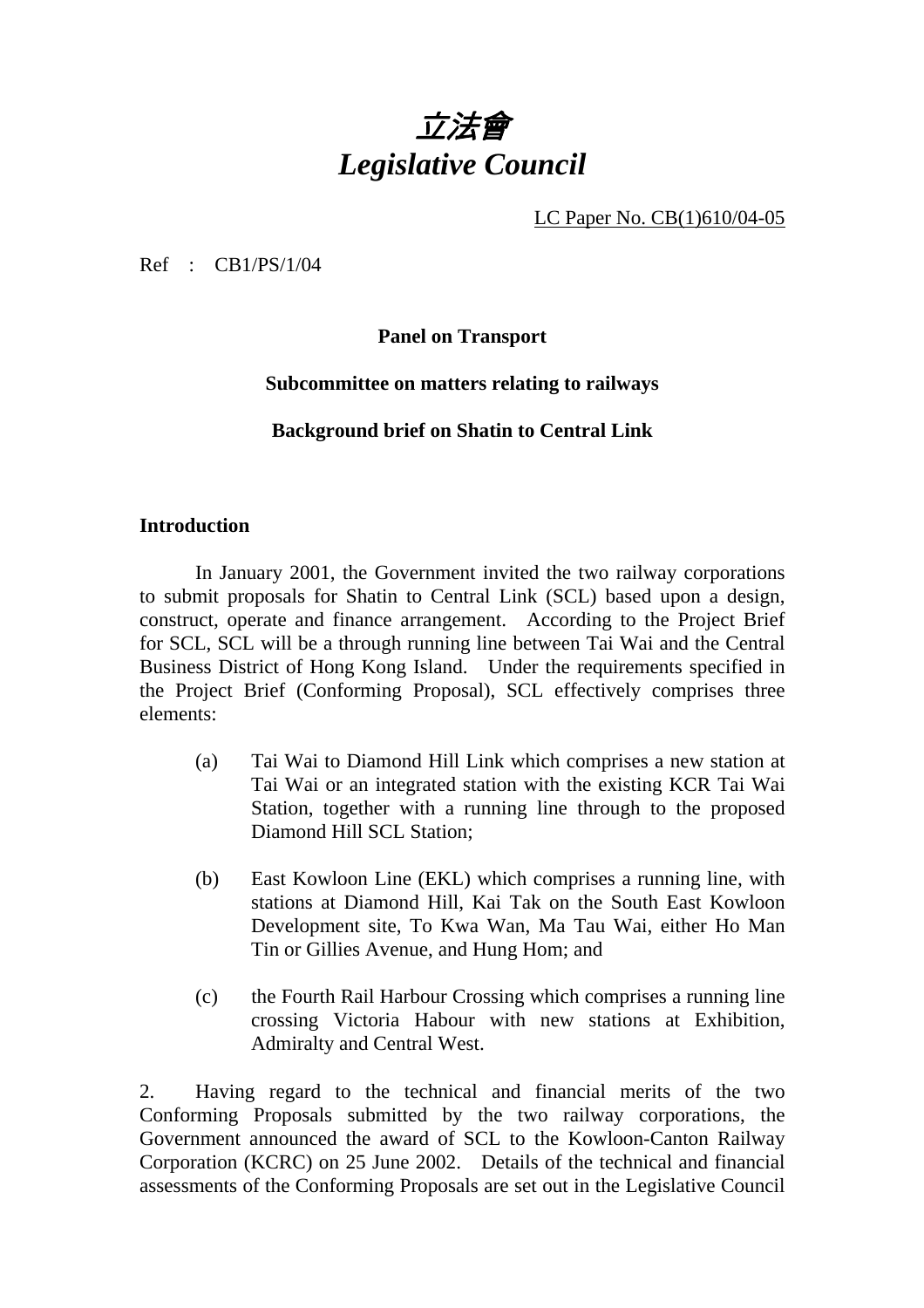# 立法會
# *Legislative Council*

LC Paper No. CB(1)610/04-05

Ref : CB1/PS/1/04

**Panel on Transport**

**Subcommittee on matters relating to railways**

**Background brief on Shatin to Central Link**

## Introduction

In January 2001, the Government invited the two railway corporations to submit proposals for Shatin to Central Link (SCL) based upon a design, construct, operate and finance arrangement. According to the Project Brief for SCL, SCL will be a through running line between Tai Wai and the Central Business District of Hong Kong Island. Under the requirements specified in the Project Brief (Conforming Proposal), SCL effectively comprises three elements:

(a) Tai Wai to Diamond Hill Link which comprises a new station at Tai Wai or an integrated station with the existing KCR Tai Wai Station, together with a running line through to the proposed Diamond Hill SCL Station;

(b) East Kowloon Line (EKL) which comprises a running line, with stations at Diamond Hill, Kai Tak on the South East Kowloon Development site, To Kwa Wan, Ma Tau Wai, either Ho Man Tin or Gillies Avenue, and Hung Hom; and

(c) the Fourth Rail Harbour Crossing which comprises a running line crossing Victoria Habour with new stations at Exhibition, Admiralty and Central West.

2. Having regard to the technical and financial merits of the two Conforming Proposals submitted by the two railway corporations, the Government announced the award of SCL to the Kowloon-Canton Railway Corporation (KCRC) on 25 June 2002. Details of the technical and financial assessments of the Conforming Proposals are set out in the Legislative Council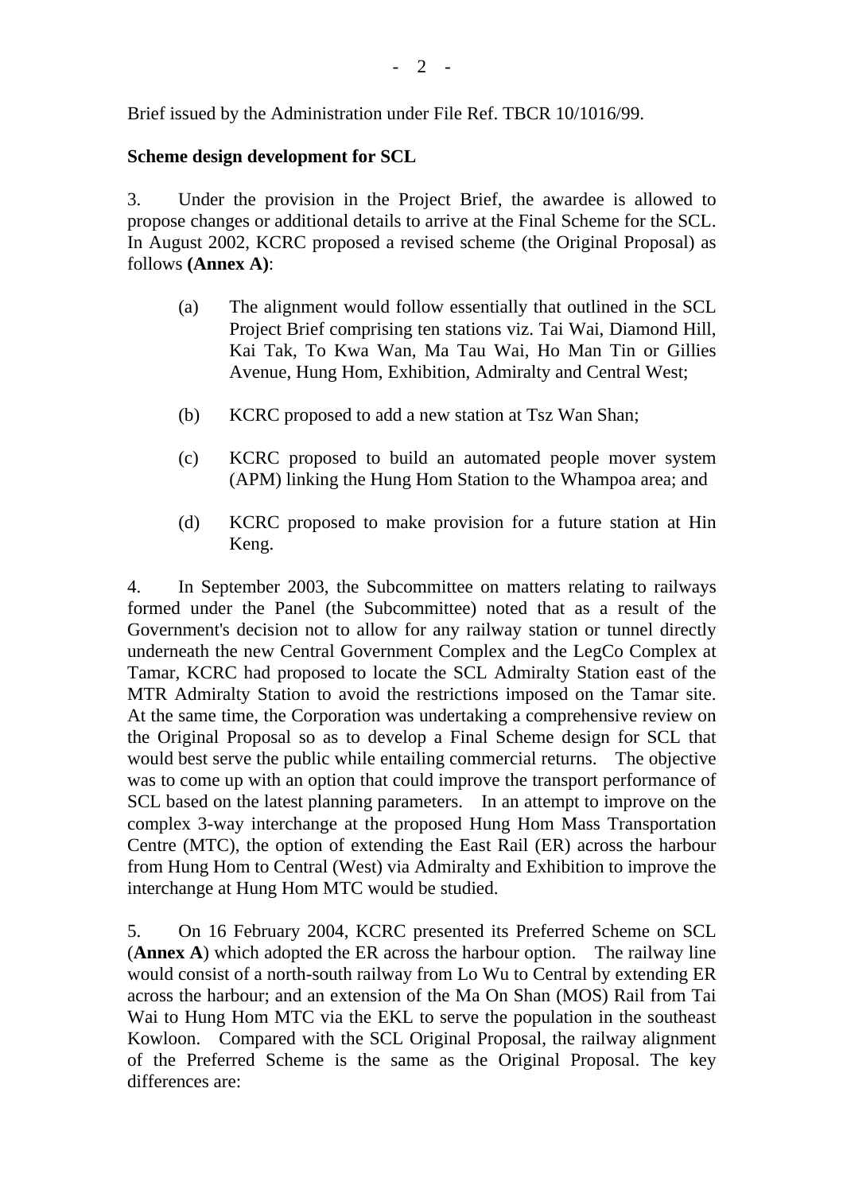Brief issued by the Administration under File Ref. TBCR 10/1016/99.

**Scheme design development for SCL**

3. Under the provision in the Project Brief, the awardee is allowed to propose changes or additional details to arrive at the Final Scheme for the SCL. In August 2002, KCRC proposed a revised scheme (the Original Proposal) as follows **(Annex A)**:

(a) The alignment would follow essentially that outlined in the SCL Project Brief comprising ten stations viz. Tai Wai, Diamond Hill, Kai Tak, To Kwa Wan, Ma Tau Wai, Ho Man Tin or Gillies Avenue, Hung Hom, Exhibition, Admiralty and Central West;

(b) KCRC proposed to add a new station at Tsz Wan Shan;

(c) KCRC proposed to build an automated people mover system (APM) linking the Hung Hom Station to the Whampoa area; and

(d) KCRC proposed to make provision for a future station at Hin Keng.

4. In September 2003, the Subcommittee on matters relating to railways formed under the Panel (the Subcommittee) noted that as a result of the Government's decision not to allow for any railway station or tunnel directly underneath the new Central Government Complex and the LegCo Complex at Tamar, KCRC had proposed to locate the SCL Admiralty Station east of the MTR Admiralty Station to avoid the restrictions imposed on the Tamar site. At the same time, the Corporation was undertaking a comprehensive review on the Original Proposal so as to develop a Final Scheme design for SCL that would best serve the public while entailing commercial returns. The objective was to come up with an option that could improve the transport performance of SCL based on the latest planning parameters. In an attempt to improve on the complex 3-way interchange at the proposed Hung Hom Mass Transportation Centre (MTC), the option of extending the East Rail (ER) across the harbour from Hung Hom to Central (West) via Admiralty and Exhibition to improve the interchange at Hung Hom MTC would be studied.

5. On 16 February 2004, KCRC presented its Preferred Scheme on SCL (**Annex A**) which adopted the ER across the harbour option. The railway line would consist of a north-south railway from Lo Wu to Central by extending ER across the harbour; and an extension of the Ma On Shan (MOS) Rail from Tai Wai to Hung Hom MTC via the EKL to serve the population in the southeast Kowloon. Compared with the SCL Original Proposal, the railway alignment of the Preferred Scheme is the same as the Original Proposal. The key differences are: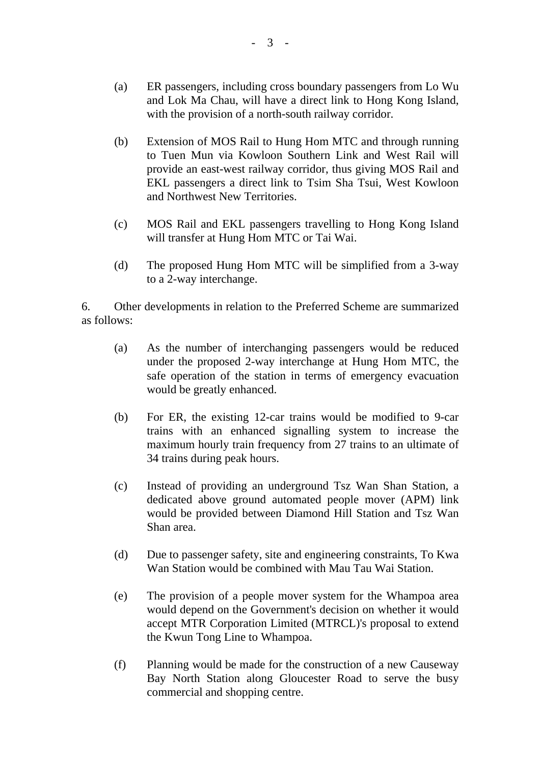(a) ER passengers, including cross boundary passengers from Lo Wu and Lok Ma Chau, will have a direct link to Hong Kong Island, with the provision of a north-south railway corridor.

(b) Extension of MOS Rail to Hung Hom MTC and through running to Tuen Mun via Kowloon Southern Link and West Rail will provide an east-west railway corridor, thus giving MOS Rail and EKL passengers a direct link to Tsim Sha Tsui, West Kowloon and Northwest New Territories.

(c) MOS Rail and EKL passengers travelling to Hong Kong Island will transfer at Hung Hom MTC or Tai Wai.

(d) The proposed Hung Hom MTC will be simplified from a 3-way to a 2-way interchange.

6. Other developments in relation to the Preferred Scheme are summarized as follows:

(a) As the number of interchanging passengers would be reduced under the proposed 2-way interchange at Hung Hom MTC, the safe operation of the station in terms of emergency evacuation would be greatly enhanced.

(b) For ER, the existing 12-car trains would be modified to 9-car trains with an enhanced signalling system to increase the maximum hourly train frequency from 27 trains to an ultimate of 34 trains during peak hours.

(c) Instead of providing an underground Tsz Wan Shan Station, a dedicated above ground automated people mover (APM) link would be provided between Diamond Hill Station and Tsz Wan Shan area.

(d) Due to passenger safety, site and engineering constraints, To Kwa Wan Station would be combined with Mau Tau Wai Station.

(e) The provision of a people mover system for the Whampoa area would depend on the Government's decision on whether it would accept MTR Corporation Limited (MTRCL)'s proposal to extend the Kwun Tong Line to Whampoa.

(f) Planning would be made for the construction of a new Causeway Bay North Station along Gloucester Road to serve the busy commercial and shopping centre.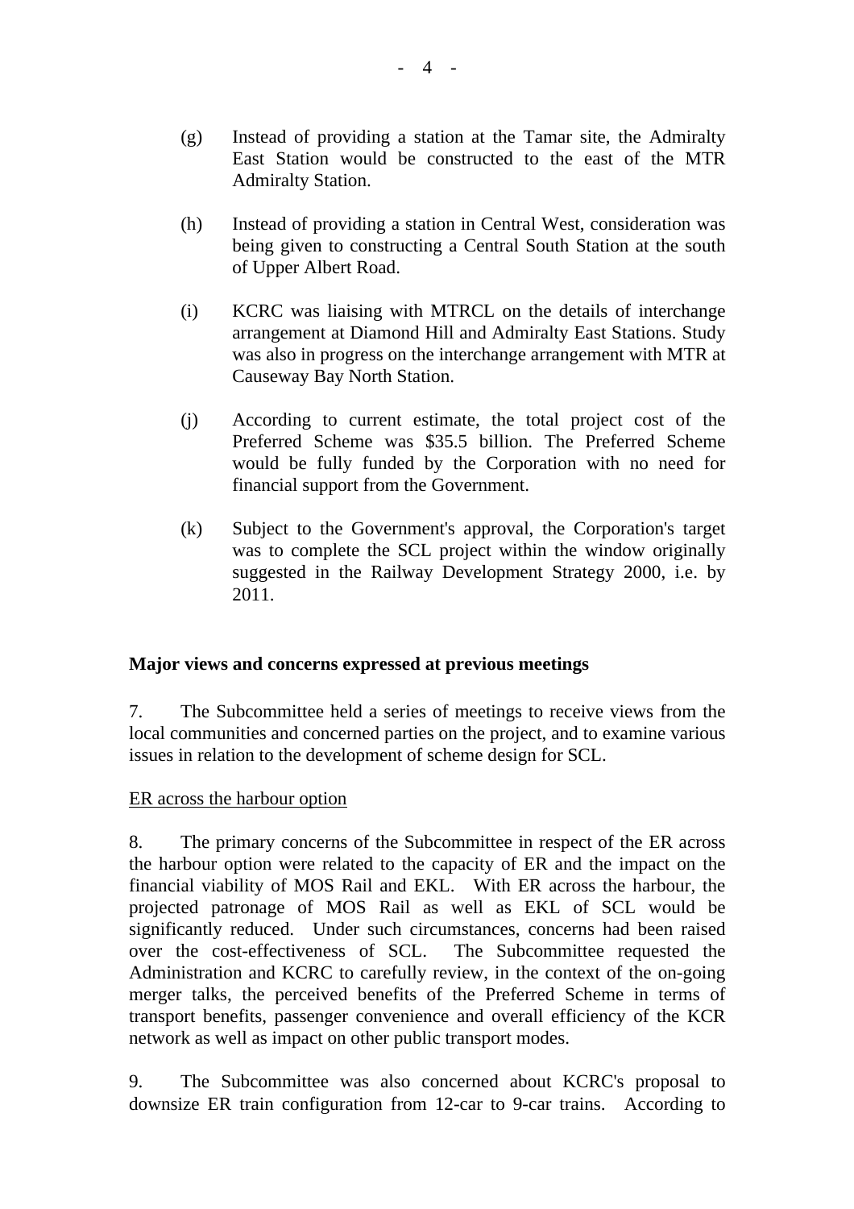(g) Instead of providing a station at the Tamar site, the Admiralty East Station would be constructed to the east of the MTR Admiralty Station.

(h) Instead of providing a station in Central West, consideration was being given to constructing a Central South Station at the south of Upper Albert Road.

(i) KCRC was liaising with MTRCL on the details of interchange arrangement at Diamond Hill and Admiralty East Stations. Study was also in progress on the interchange arrangement with MTR at Causeway Bay North Station.

(j) According to current estimate, the total project cost of the Preferred Scheme was $35.5 billion. The Preferred Scheme would be fully funded by the Corporation with no need for financial support from the Government.

(k) Subject to the Government's approval, the Corporation's target was to complete the SCL project within the window originally suggested in the Railway Development Strategy 2000, i.e. by 2011.

**Major views and concerns expressed at previous meetings**

7. The Subcommittee held a series of meetings to receive views from the local communities and concerned parties on the project, and to examine various issues in relation to the development of scheme design for SCL.

ER across the harbour option

8. The primary concerns of the Subcommittee in respect of the ER across the harbour option were related to the capacity of ER and the impact on the financial viability of MOS Rail and EKL. With ER across the harbour, the projected patronage of MOS Rail as well as EKL of SCL would be significantly reduced. Under such circumstances, concerns had been raised over the cost-effectiveness of SCL. The Subcommittee requested the Administration and KCRC to carefully review, in the context of the on-going merger talks, the perceived benefits of the Preferred Scheme in terms of transport benefits, passenger convenience and overall efficiency of the KCR network as well as impact on other public transport modes.

9. The Subcommittee was also concerned about KCRC's proposal to downsize ER train configuration from 12-car to 9-car trains. According to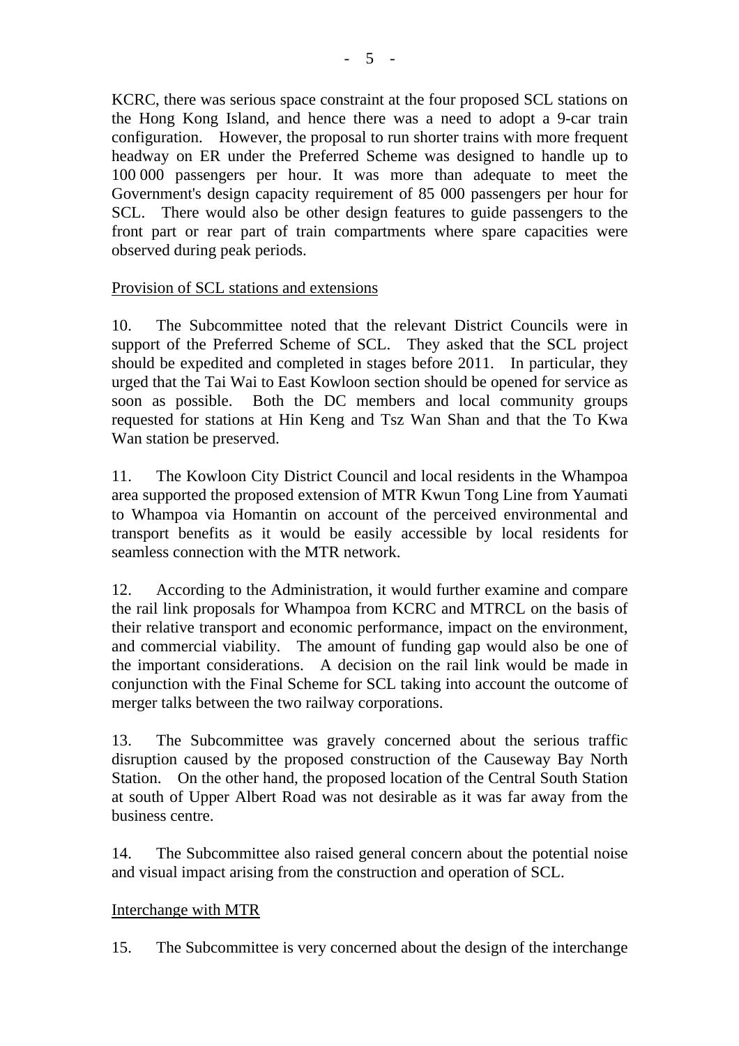KCRC, there was serious space constraint at the four proposed SCL stations on the Hong Kong Island, and hence there was a need to adopt a 9-car train configuration. However, the proposal to run shorter trains with more frequent headway on ER under the Preferred Scheme was designed to handle up to 100 000 passengers per hour. It was more than adequate to meet the Government's design capacity requirement of 85 000 passengers per hour for SCL. There would also be other design features to guide passengers to the front part or rear part of train compartments where spare capacities were observed during peak periods.

Provision of SCL stations and extensions

10. The Subcommittee noted that the relevant District Councils were in support of the Preferred Scheme of SCL. They asked that the SCL project should be expedited and completed in stages before 2011. In particular, they urged that the Tai Wai to East Kowloon section should be opened for service as soon as possible. Both the DC members and local community groups requested for stations at Hin Keng and Tsz Wan Shan and that the To Kwa Wan station be preserved.

11. The Kowloon City District Council and local residents in the Whampoa area supported the proposed extension of MTR Kwun Tong Line from Yaumati to Whampoa via Homantin on account of the perceived environmental and transport benefits as it would be easily accessible by local residents for seamless connection with the MTR network.

12. According to the Administration, it would further examine and compare the rail link proposals for Whampoa from KCRC and MTRCL on the basis of their relative transport and economic performance, impact on the environment, and commercial viability. The amount of funding gap would also be one of the important considerations. A decision on the rail link would be made in conjunction with the Final Scheme for SCL taking into account the outcome of merger talks between the two railway corporations.

13. The Subcommittee was gravely concerned about the serious traffic disruption caused by the proposed construction of the Causeway Bay North Station. On the other hand, the proposed location of the Central South Station at south of Upper Albert Road was not desirable as it was far away from the business centre.

14. The Subcommittee also raised general concern about the potential noise and visual impact arising from the construction and operation of SCL.

Interchange with MTR

15. The Subcommittee is very concerned about the design of the interchange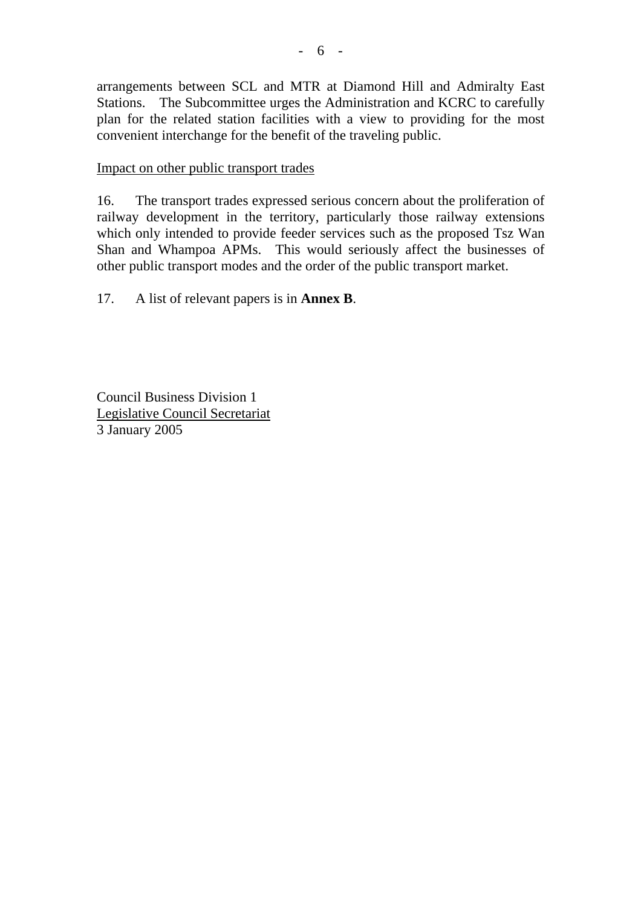arrangements between SCL and MTR at Diamond Hill and Admiralty East Stations. The Subcommittee urges the Administration and KCRC to carefully plan for the related station facilities with a view to providing for the most convenient interchange for the benefit of the traveling public.

<u>Impact on other public transport trades</u>

16. The transport trades expressed serious concern about the proliferation of railway development in the territory, particularly those railway extensions which only intended to provide feeder services such as the proposed Tsz Wan Shan and Whampoa APMs. This would seriously affect the businesses of other public transport modes and the order of the public transport market.

17. A list of relevant papers is in **Annex B**.

Council Business Division 1
<u>Legislative Council Secretariat</u>
3 January 2005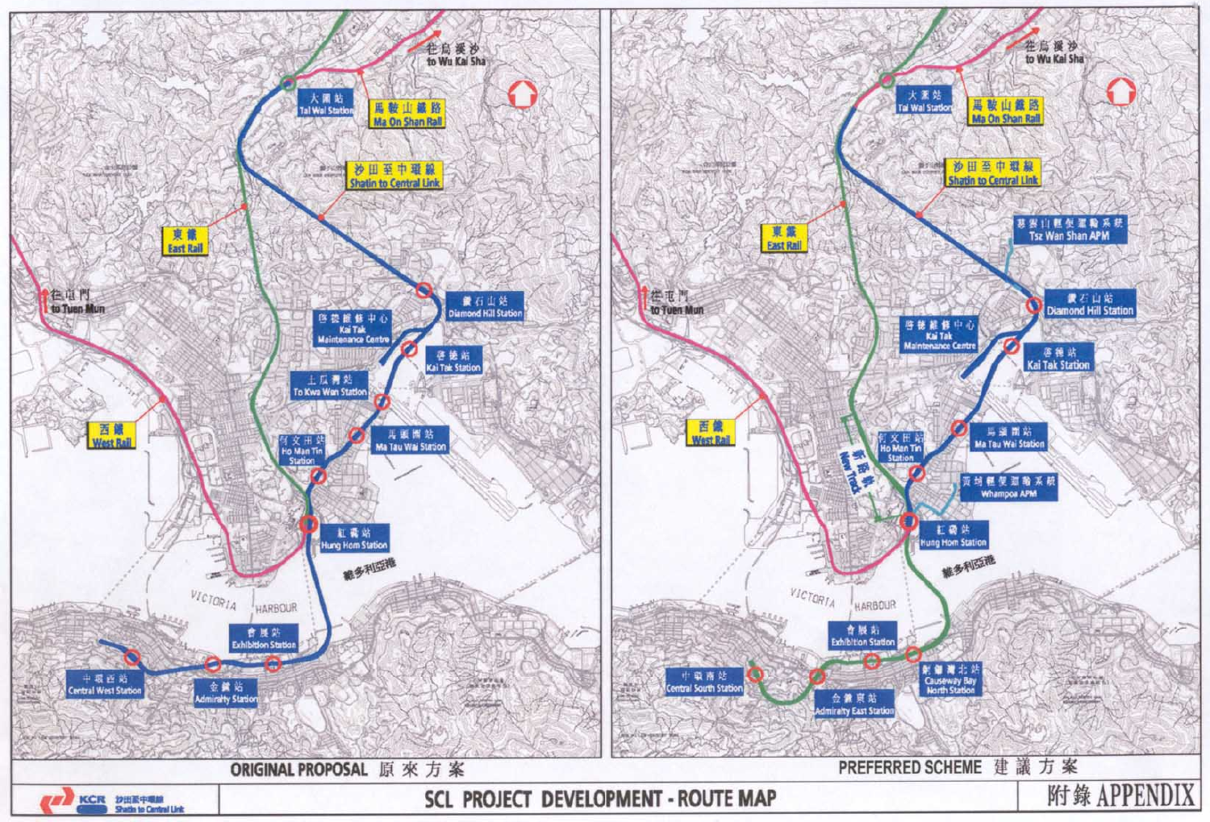## ORIGINAL PROPOSAL 原來方案

- 往烏溪沙 to Wu Kai Sha
- 大圍站 Tai Wai Station
- 馬鞍山鐵路 Ma On Shan Rail
- 沙田至中環綫 Shatin to Central Link
- 東鐵 East Rail
- 往屯門 to Tuen Mun
- 鑽石山站 Diamond Hill Station
- 啓德維修中心 Kai Tak Maintenance Centre
- 啓德站 Kai Tak Station
- 土瓜灣站 To Kwa Wan Station
- 西鐵 West Rail
- 何文田站 Ho Man Tin Station
- 馬頭圍站 Ma Tau Wai Station
- 紅磡站 Hung Hom Station
- 維多利亞 VICTORIA HARBOUR
- 會展站 Exhibition Station
- 中環西站 Central West Station
- 金鐘站 Admiralty Station

## PREFERRED SCHEME 建議方案

- 往烏溪沙 to Wu Kai Sha
- 大圍站 Tai Wai Station
- 馬鞍山鐵路 Ma On Shan Rail
- 沙田至中環綫 Shatin to Central Link
- 慈雲山輕便運輸系統 Tsz Wan Shan APM
- 東鐵 East Rail
- 往屯門 to Tuen Mun
- 鑽石山站 Diamond Hill Station
- 啓德維修中心 Kai Tak Maintenance Centre
- 啓德站 Kai Tak Station
- 西鐵 West Rail
- 何文田站 Ho Man Tin Station
- 新路軌 New Track
- 馬頭圍站 Ma Tau Wai Station
- 黃埔輕便運輸系統 Whampoa APM
- 紅磡站 Hung Hom Station
- 維多利亞 VICTORIA HARBOUR
- 會展站 Exhibition Station
- 中環南站 Central South Station
- 金鐘東站 Admiralty East Station
- 銅鑼灣北站 Causeway Bay North Station

KCR 沙田至中環綫 Shatin to Central Link

**SCL PROJECT DEVELOPMENT - ROUTE MAP**

附錄 APPENDIX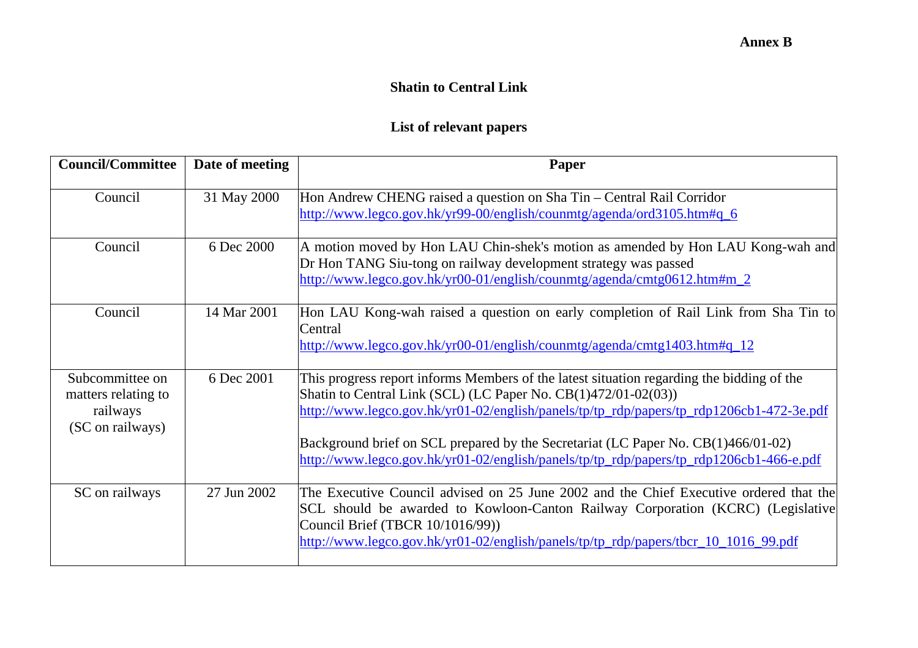**Annex B**

## Shatin to Central Link

### List of relevant papers

| Council/Committee | Date of meeting | Paper |
|---|---|---|
| Council | 31 May 2000 | Hon Andrew CHENG raised a question on Sha Tin – Central Rail Corridor http://www.legco.gov.hk/yr99-00/english/counmtg/agenda/ord3105.htm#q_6 |
| Council | 6 Dec 2000 | A motion moved by Hon LAU Chin-shek's motion as amended by Hon LAU Kong-wah and Dr Hon TANG Siu-tong on railway development strategy was passed http://www.legco.gov.hk/yr00-01/english/counmtg/agenda/cmtg0612.htm#m_2 |
| Council | 14 Mar 2001 | Hon LAU Kong-wah raised a question on early completion of Rail Link from Sha Tin to Central http://www.legco.gov.hk/yr00-01/english/counmtg/agenda/cmtg1403.htm#q_12 |
| Subcommittee on matters relating to railways (SC on railways) | 6 Dec 2001 | This progress report informs Members of the latest situation regarding the bidding of the Shatin to Central Link (SCL) (LC Paper No. CB(1)472/01-02(03)) http://www.legco.gov.hk/yr01-02/english/panels/tp/tp_rdp/papers/tp_rdp1206cb1-472-3e.pdf<br><br>Background brief on SCL prepared by the Secretariat (LC Paper No. CB(1)466/01-02) http://www.legco.gov.hk/yr01-02/english/panels/tp/tp_rdp/papers/tp_rdp1206cb1-466-e.pdf |
| SC on railways | 27 Jun 2002 | The Executive Council advised on 25 June 2002 and the Chief Executive ordered that the SCL should be awarded to Kowloon-Canton Railway Corporation (KCRC) (Legislative Council Brief (TBCR 10/1016/99)) http://www.legco.gov.hk/yr01-02/english/panels/tp/tp_rdp/papers/tbcr_10_1016_99.pdf |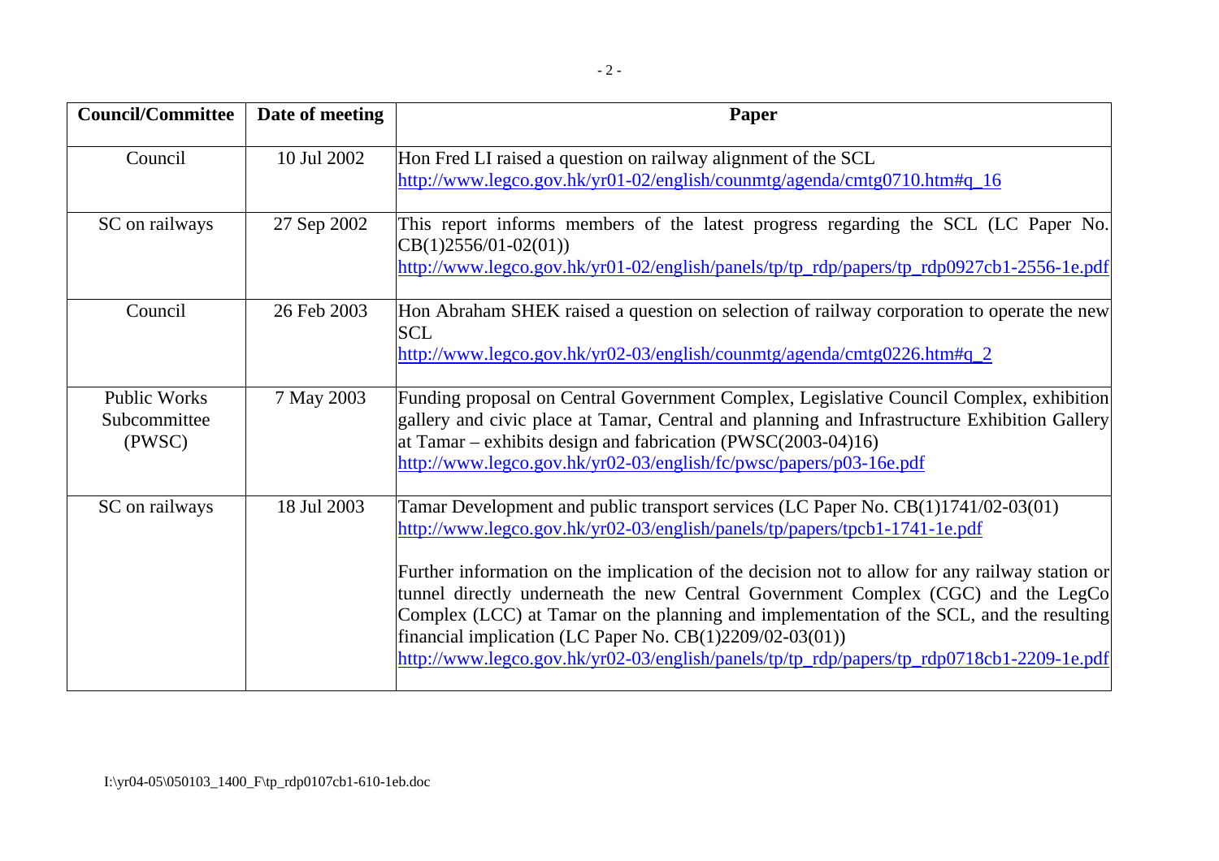| Council/Committee | Date of meeting | Paper |
|---|---|---|
| Council | 10 Jul 2002 | Hon Fred LI raised a question on railway alignment of the SCL<br>http://www.legco.gov.hk/yr01-02/english/counmtg/agenda/cmtg0710.htm#q_16 |
| SC on railways | 27 Sep 2002 | This report informs members of the latest progress regarding the SCL (LC Paper No. CB(1)2556/01-02(01))<br>http://www.legco.gov.hk/yr01-02/english/panels/tp/tp_rdp/papers/tp_rdp0927cb1-2556-1e.pdf |
| Council | 26 Feb 2003 | Hon Abraham SHEK raised a question on selection of railway corporation to operate the new SCL<br>http://www.legco.gov.hk/yr02-03/english/counmtg/agenda/cmtg0226.htm#q_2 |
| Public Works Subcommittee (PWSC) | 7 May 2003 | Funding proposal on Central Government Complex, Legislative Council Complex, exhibition gallery and civic place at Tamar, Central and planning and Infrastructure Exhibition Gallery at Tamar – exhibits design and fabrication (PWSC(2003-04)16)<br>http://www.legco.gov.hk/yr02-03/english/fc/pwsc/papers/p03-16e.pdf |
| SC on railways | 18 Jul 2003 | Tamar Development and public transport services (LC Paper No. CB(1)1741/02-03(01)<br>http://www.legco.gov.hk/yr02-03/english/panels/tp/papers/tpcb1-1741-1e.pdf<br><br>Further information on the implication of the decision not to allow for any railway station or tunnel directly underneath the new Central Government Complex (CGC) and the LegCo Complex (LCC) at Tamar on the planning and implementation of the SCL, and the resulting financial implication (LC Paper No. CB(1)2209/02-03(01))<br>http://www.legco.gov.hk/yr02-03/english/panels/tp/tp_rdp/papers/tp_rdp0718cb1-2209-1e.pdf |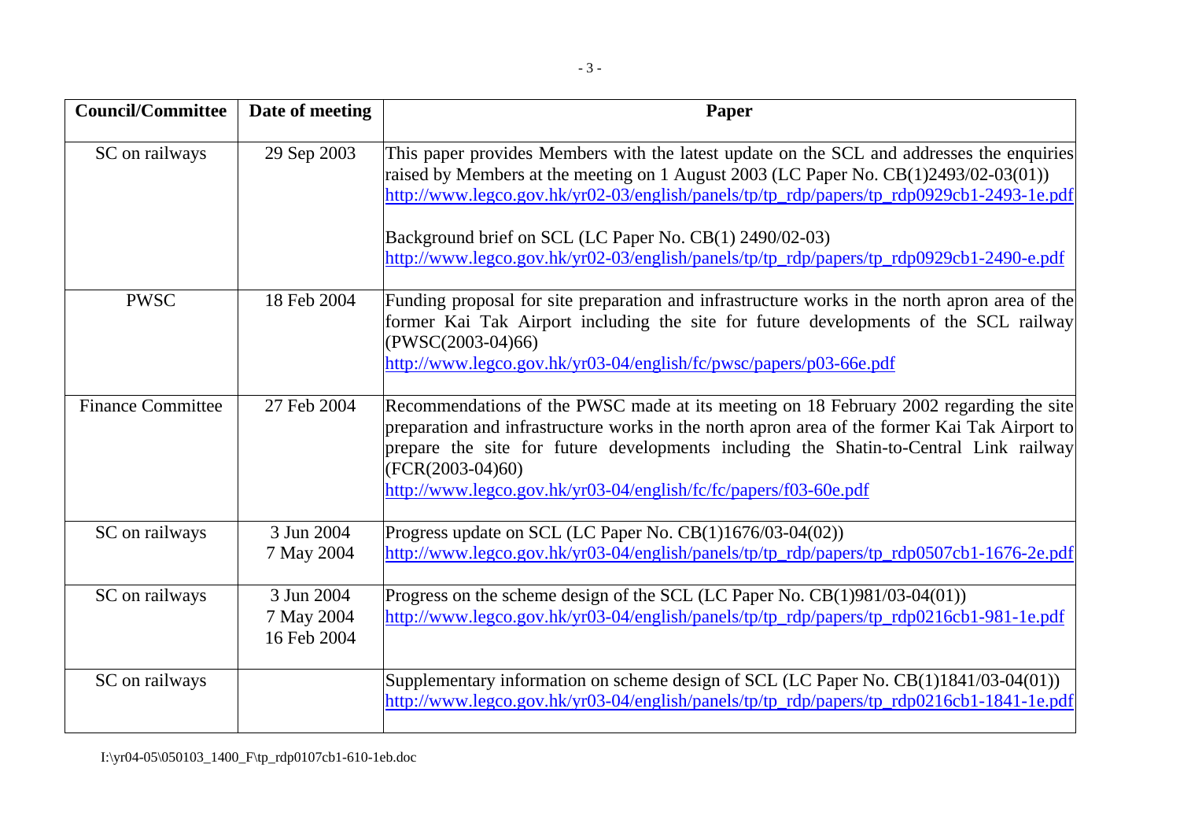| Council/Committee | Date of meeting | Paper |
| --- | --- | --- |
| SC on railways | 29 Sep 2003 | This paper provides Members with the latest update on the SCL and addresses the enquiries raised by Members at the meeting on 1 August 2003 (LC Paper No. CB(1)2493/02-03(01)) http://www.legco.gov.hk/yr02-03/english/panels/tp/tp_rdp/papers/tp_rdp0929cb1-2493-1e.pdf<br><br>Background brief on SCL (LC Paper No. CB(1) 2490/02-03) http://www.legco.gov.hk/yr02-03/english/panels/tp/tp_rdp/papers/tp_rdp0929cb1-2490-e.pdf |
| PWSC | 18 Feb 2004 | Funding proposal for site preparation and infrastructure works in the north apron area of the former Kai Tak Airport including the site for future developments of the SCL railway (PWSC(2003-04)66) http://www.legco.gov.hk/yr03-04/english/fc/pwsc/papers/p03-66e.pdf |
| Finance Committee | 27 Feb 2004 | Recommendations of the PWSC made at its meeting on 18 February 2002 regarding the site preparation and infrastructure works in the north apron area of the former Kai Tak Airport to prepare the site for future developments including the Shatin-to-Central Link railway (FCR(2003-04)60) http://www.legco.gov.hk/yr03-04/english/fc/fc/papers/f03-60e.pdf |
| SC on railways | 3 Jun 2004<br>7 May 2004 | Progress update on SCL (LC Paper No. CB(1)1676/03-04(02)) http://www.legco.gov.hk/yr03-04/english/panels/tp/tp_rdp/papers/tp_rdp0507cb1-1676-2e.pdf |
| SC on railways | 3 Jun 2004<br>7 May 2004<br>16 Feb 2004 | Progress on the scheme design of the SCL (LC Paper No. CB(1)981/03-04(01)) http://www.legco.gov.hk/yr03-04/english/panels/tp/tp_rdp/papers/tp_rdp0216cb1-981-1e.pdf |
| SC on railways | | Supplementary information on scheme design of SCL (LC Paper No. CB(1)1841/03-04(01)) http://www.legco.gov.hk/yr03-04/english/panels/tp/tp_rdp/papers/tp_rdp0216cb1-1841-1e.pdf |

I:\yr04-05\050103_1400_F\tp_rdp0107cb1-610-1eb.doc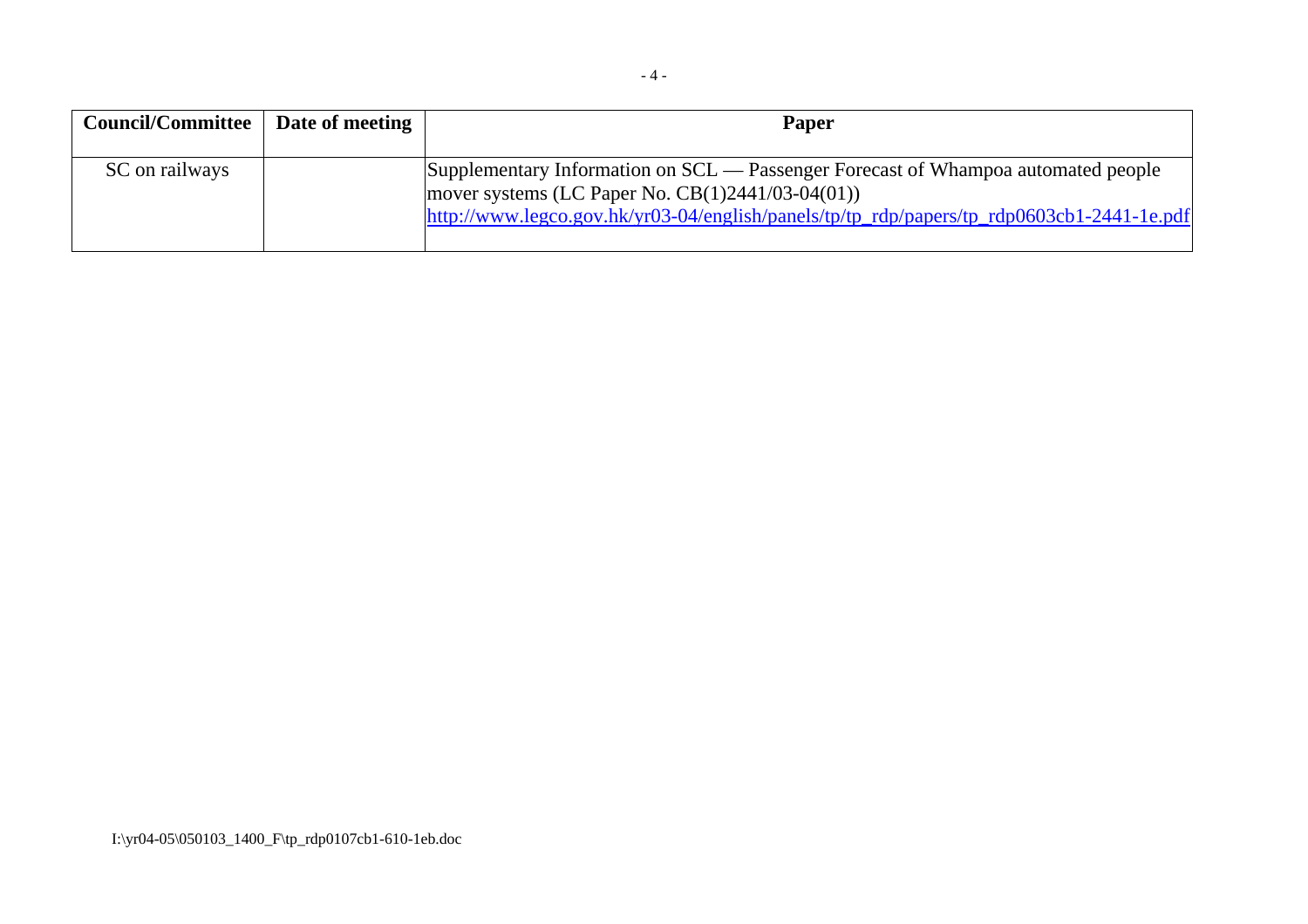| Council/Committee | Date of meeting | Paper |
| --- | --- | --- |
| SC on railways | | Supplementary Information on SCL — Passenger Forecast of Whampoa automated people mover systems (LC Paper No. CB(1)2441/03-04(01)) http://www.legco.gov.hk/yr03-04/english/panels/tp/tp_rdp/papers/tp_rdp0603cb1-2441-1e.pdf |

I:\yr04-05\050103_1400_F\tp_rdp0107cb1-610-1eb.doc